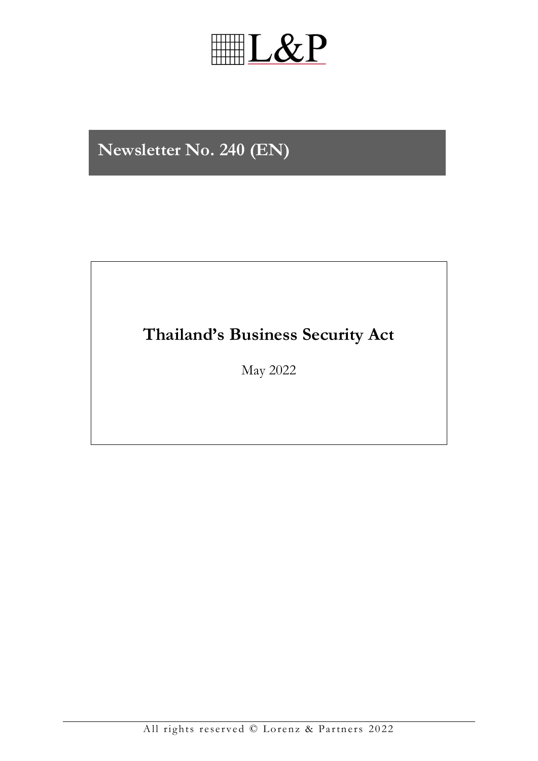L&P

# Newsletter No. 240 (EN)

## Thailand's Business Security Act

May 2022

All rights reserved © Lorenz & Partners 2022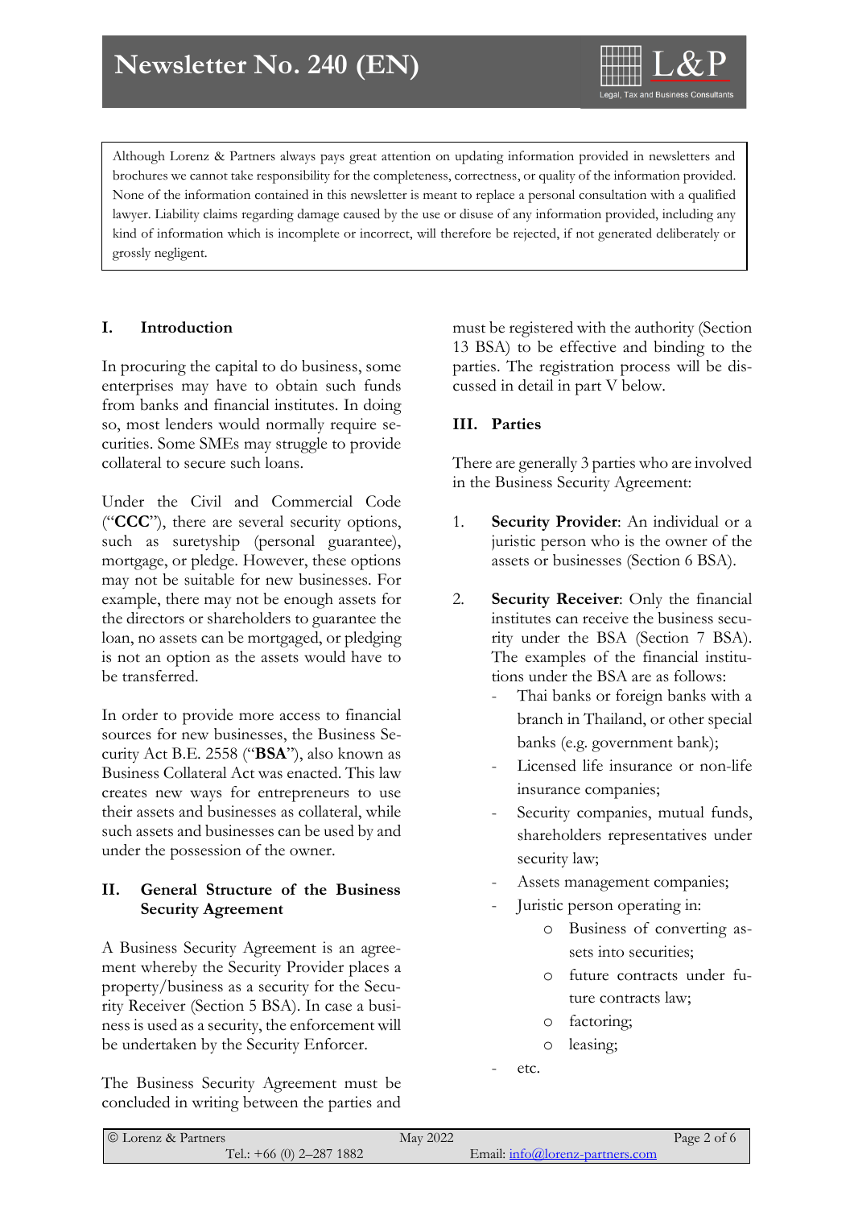Although Lorenz & Partners always pays great attention on updating information provided in newsletters and brochures we cannot take responsibility for the completeness, correctness, or quality of the information provided. None of the information contained in this newsletter is meant to replace a personal consultation with a qualified lawyer. Liability claims regarding damage caused by the use or disuse of any information provided, including any kind of information which is incomplete or incorrect, will therefore be rejected, if not generated deliberately or grossly negligent.

## I. Introduction

In procuring the capital to do business, some enterprises may have to obtain such funds from banks and financial institutes. In doing so, most lenders would normally require securities. Some SMEs may struggle to provide collateral to secure such loans.

Under the Civil and Commercial Code ("**CCC**"), there are several security options, such as suretyship (personal guarantee), mortgage, or pledge. However, these options may not be suitable for new businesses. For example, there may not be enough assets for the directors or shareholders to guarantee the loan, no assets can be mortgaged, or pledging is not an option as the assets would have to be transferred.

In order to provide more access to financial sources for new businesses, the Business Security Act B.E. 2558 ("**BSA**"), also known as Business Collateral Act was enacted. This law creates new ways for entrepreneurs to use their assets and businesses as collateral, while such assets and businesses can be used by and under the possession of the owner.

## II. General Structure of the Business Security Agreement

A Business Security Agreement is an agreement whereby the Security Provider places a property/business as a security for the Security Receiver (Section 5 BSA). In case a business is used as a security, the enforcement will be undertaken by the Security Enforcer.

The Business Security Agreement must be concluded in writing between the parties and must be registered with the authority (Section 13 BSA) to be effective and binding to the parties. The registration process will be discussed in detail in part V below.

## III. Parties

There are generally 3 parties who are involved in the Business Security Agreement:

1. **Security Provider**: An individual or a juristic person who is the owner of the assets or businesses (Section 6 BSA).
2. **Security Receiver**: Only the financial institutes can receive the business security under the BSA (Section 7 BSA). The examples of the financial institutions under the BSA are as follows:
   - Thai banks or foreign banks with a branch in Thailand, or other special banks (e.g. government bank);
   - Licensed life insurance or non-life insurance companies;
   - Security companies, mutual funds, shareholders representatives under security law;
   - Assets management companies;
   - Juristic person operating in:
     - Business of converting assets into securities;
     - future contracts under future contracts law;
     - factoring;
     - leasing;
   - etc.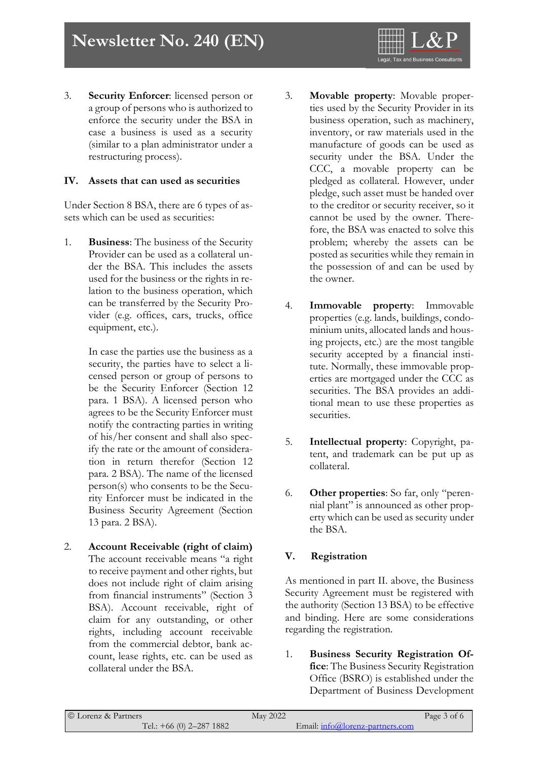3. **Security Enforcer**: licensed person or a group of persons who is authorized to enforce the security under the BSA in case a business is used as a security (similar to a plan administrator under a restructuring process).

## IV. Assets that can used as securities

Under Section 8 BSA, there are 6 types of assets which can be used as securities:

1. **Business**: The business of the Security Provider can be used as a collateral under the BSA. This includes the assets used for the business or the rights in relation to the business operation, which can be transferred by the Security Provider (e.g. offices, cars, trucks, office equipment, etc.).

   In case the parties use the business as a security, the parties have to select a licensed person or group of persons to be the Security Enforcer (Section 12 para. 1 BSA). A licensed person who agrees to be the Security Enforcer must notify the contracting parties in writing of his/her consent and shall also specify the rate or the amount of consideration in return therefor (Section 12 para. 2 BSA). The name of the licensed person(s) who consents to be the Security Enforcer must be indicated in the Business Security Agreement (Section 13 para. 2 BSA).

2. **Account Receivable (right of claim)** The account receivable means "a right to receive payment and other rights, but does not include right of claim arising from financial instruments" (Section 3 BSA). Account receivable, right of claim for any outstanding, or other rights, including account receivable from the commercial debtor, bank account, lease rights, etc. can be used as collateral under the BSA.

3. **Movable property**: Movable properties used by the Security Provider in its business operation, such as machinery, inventory, or raw materials used in the manufacture of goods can be used as security under the BSA. Under the CCC, a movable property can be pledged as collateral. However, under pledge, such asset must be handed over to the creditor or security receiver, so it cannot be used by the owner. Therefore, the BSA was enacted to solve this problem; whereby the assets can be posted as securities while they remain in the possession of and can be used by the owner.

4. **Immovable property**: Immovable properties (e.g. lands, buildings, condominium units, allocated lands and housing projects, etc.) are the most tangible security accepted by a financial institute. Normally, these immovable properties are mortgaged under the CCC as securities. The BSA provides an additional mean to use these properties as securities.

5. **Intellectual property**: Copyright, patent, and trademark can be put up as collateral.

6. **Other properties**: So far, only "perennial plant" is announced as other property which can be used as security under the BSA.

## V. Registration

As mentioned in part II. above, the Business Security Agreement must be registered with the authority (Section 13 BSA) to be effective and binding. Here are some considerations regarding the registration.

1. **Business Security Registration Office**: The Business Security Registration Office (BSRO) is established under the Department of Business Development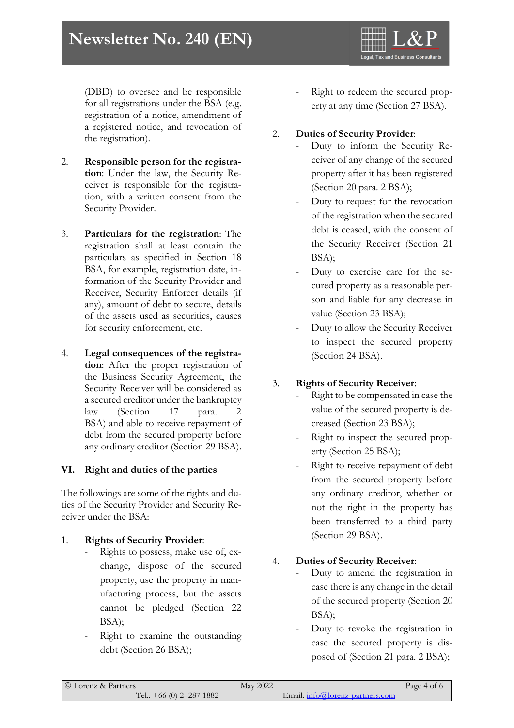(DBD) to oversee and be responsible for all registrations under the BSA (e.g. registration of a notice, amendment of a registered notice, and revocation of the registration).

2. **Responsible person for the registration**: Under the law, the Security Receiver is responsible for the registration, with a written consent from the Security Provider.

3. **Particulars for the registration**: The registration shall at least contain the particulars as specified in Section 18 BSA, for example, registration date, information of the Security Provider and Receiver, Security Enforcer details (if any), amount of debt to secure, details of the assets used as securities, causes for security enforcement, etc.

4. **Legal consequences of the registration**: After the proper registration of the Business Security Agreement, the Security Receiver will be considered as a secured creditor under the bankruptcy law (Section 17 para. 2 BSA) and able to receive repayment of debt from the secured property before any ordinary creditor (Section 29 BSA).

## VI. Right and duties of the parties

The followings are some of the rights and duties of the Security Provider and Security Receiver under the BSA:

1. **Rights of Security Provider**:
   - Rights to possess, make use of, exchange, dispose of the secured property, use the property in manufacturing process, but the assets cannot be pledged (Section 22 BSA);
   - Right to examine the outstanding debt (Section 26 BSA);
   - Right to redeem the secured property at any time (Section 27 BSA).

2. **Duties of Security Provider**:
   - Duty to inform the Security Receiver of any change of the secured property after it has been registered (Section 20 para. 2 BSA);
   - Duty to request for the revocation of the registration when the secured debt is ceased, with the consent of the Security Receiver (Section 21 BSA);
   - Duty to exercise care for the secured property as a reasonable person and liable for any decrease in value (Section 23 BSA);
   - Duty to allow the Security Receiver to inspect the secured property (Section 24 BSA).

3. **Rights of Security Receiver**:
   - Right to be compensated in case the value of the secured property is decreased (Section 23 BSA);
   - Right to inspect the secured property (Section 25 BSA);
   - Right to receive repayment of debt from the secured property before any ordinary creditor, whether or not the right in the property has been transferred to a third party (Section 29 BSA).

4. **Duties of Security Receiver**:
   - Duty to amend the registration in case there is any change in the detail of the secured property (Section 20 BSA);
   - Duty to revoke the registration in case the secured property is disposed of (Section 21 para. 2 BSA);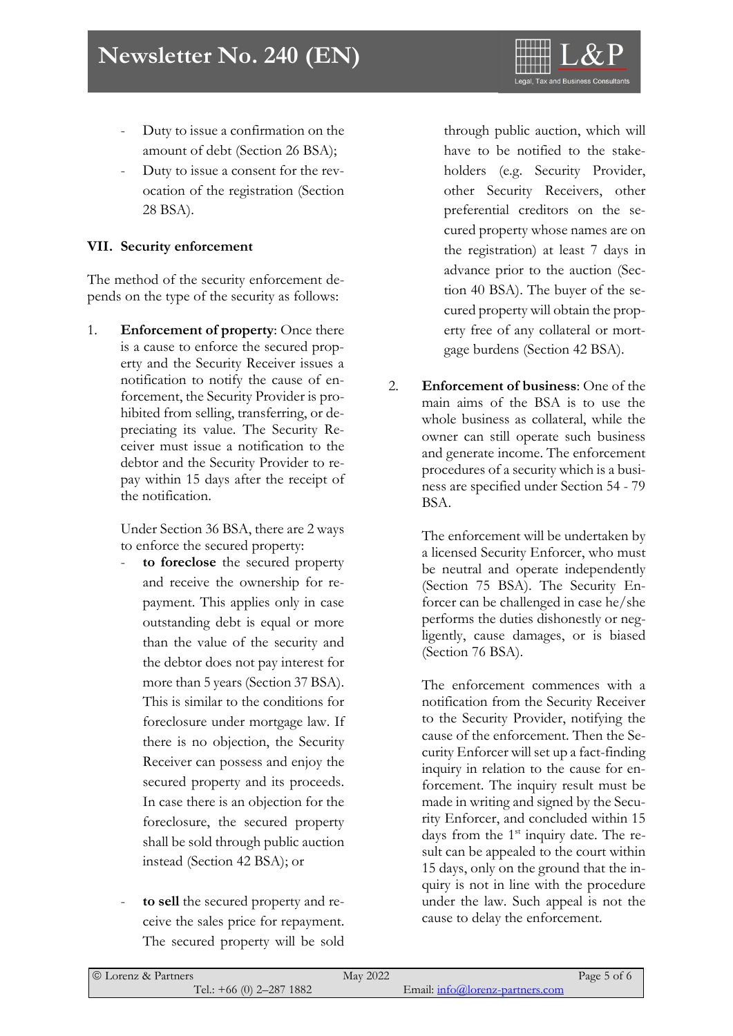- Duty to issue a confirmation on the amount of debt (Section 26 BSA);
- Duty to issue a consent for the revocation of the registration (Section 28 BSA).

## VII. Security enforcement

The method of the security enforcement depends on the type of the security as follows:

1. **Enforcement of property**: Once there is a cause to enforce the secured property and the Security Receiver issues a notification to notify the cause of enforcement, the Security Provider is prohibited from selling, transferring, or depreciating its value. The Security Receiver must issue a notification to the debtor and the Security Provider to repay within 15 days after the receipt of the notification.

   Under Section 36 BSA, there are 2 ways to enforce the secured property:

   - **to foreclose** the secured property and receive the ownership for repayment. This applies only in case outstanding debt is equal or more than the value of the security and the debtor does not pay interest for more than 5 years (Section 37 BSA). This is similar to the conditions for foreclosure under mortgage law. If there is no objection, the Security Receiver can possess and enjoy the secured property and its proceeds. In case there is an objection for the foreclosure, the secured property shall be sold through public auction instead (Section 42 BSA); or

   - **to sell** the secured property and receive the sales price for repayment. The secured property will be sold through public auction, which will have to be notified to the stakeholders (e.g. Security Provider, other Security Receivers, other preferential creditors on the secured property whose names are on the registration) at least 7 days in advance prior to the auction (Section 40 BSA). The buyer of the secured property will obtain the property free of any collateral or mortgage burdens (Section 42 BSA).

2. **Enforcement of business**: One of the main aims of the BSA is to use the whole business as collateral, while the owner can still operate such business and generate income. The enforcement procedures of a security which is a business are specified under Section 54 - 79 BSA.

   The enforcement will be undertaken by a licensed Security Enforcer, who must be neutral and operate independently (Section 75 BSA). The Security Enforcer can be challenged in case he/she performs the duties dishonestly or negligently, cause damages, or is biased (Section 76 BSA).

   The enforcement commences with a notification from the Security Receiver to the Security Provider, notifying the cause of the enforcement. Then the Security Enforcer will set up a fact-finding inquiry in relation to the cause for enforcement. The inquiry result must be made in writing and signed by the Security Enforcer, and concluded within 15 days from the 1st inquiry date. The result can be appealed to the court within 15 days, only on the ground that the inquiry is not in line with the procedure under the law. Such appeal is not the cause to delay the enforcement.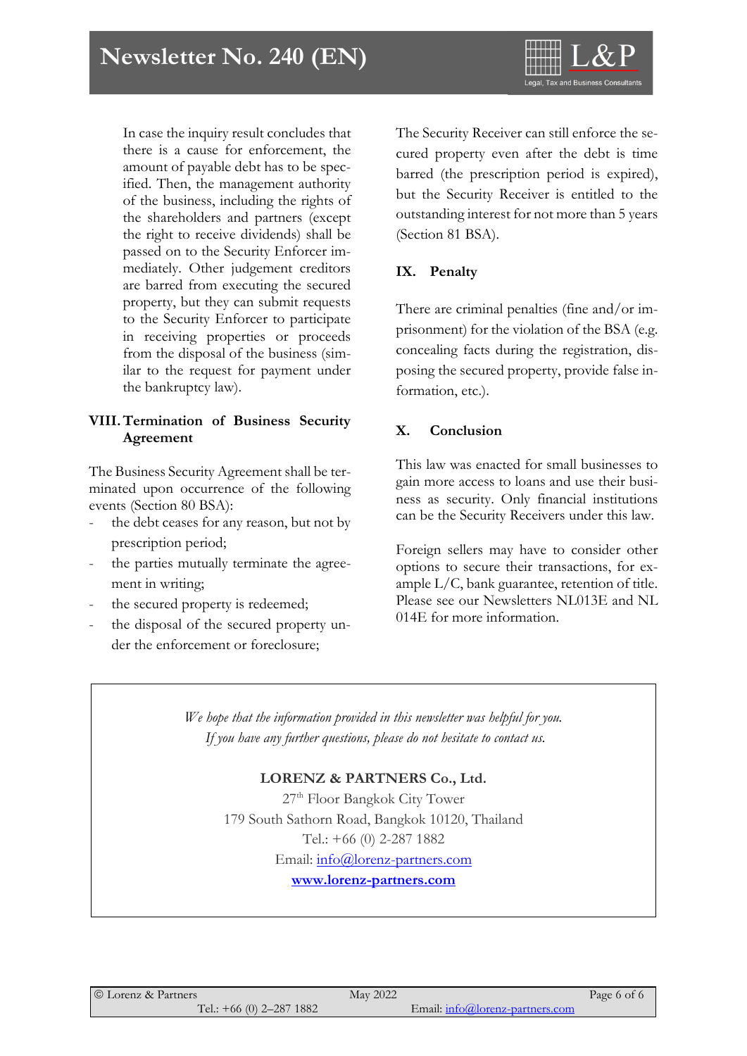In case the inquiry result concludes that there is a cause for enforcement, the amount of payable debt has to be specified. Then, the management authority of the business, including the rights of the shareholders and partners (except the right to receive dividends) shall be passed on to the Security Enforcer immediately. Other judgement creditors are barred from executing the secured property, but they can submit requests to the Security Enforcer to participate in receiving properties or proceeds from the disposal of the business (similar to the request for payment under the bankruptcy law).

## VIII. Termination of Business Security Agreement

The Business Security Agreement shall be terminated upon occurrence of the following events (Section 80 BSA):

- the debt ceases for any reason, but not by prescription period;
- the parties mutually terminate the agreement in writing;
- the secured property is redeemed;
- the disposal of the secured property under the enforcement or foreclosure;

The Security Receiver can still enforce the secured property even after the debt is time barred (the prescription period is expired), but the Security Receiver is entitled to the outstanding interest for not more than 5 years (Section 81 BSA).

## IX. Penalty

There are criminal penalties (fine and/or imprisonment) for the violation of the BSA (e.g. concealing facts during the registration, disposing the secured property, provide false information, etc.).

## X. Conclusion

This law was enacted for small businesses to gain more access to loans and use their business as security. Only financial institutions can be the Security Receivers under this law.

Foreign sellers may have to consider other options to secure their transactions, for example L/C, bank guarantee, retention of title. Please see our Newsletters NL013E and NL 014E for more information.

*We hope that the information provided in this newsletter was helpful for you.*
*If you have any further questions, please do not hesitate to contact us.*

**LORENZ & PARTNERS Co., Ltd.**
27th Floor Bangkok City Tower
179 South Sathorn Road, Bangkok 10120, Thailand
Tel.: +66 (0) 2-287 1882
Email: info@lorenz-partners.com
**www.lorenz-partners.com**